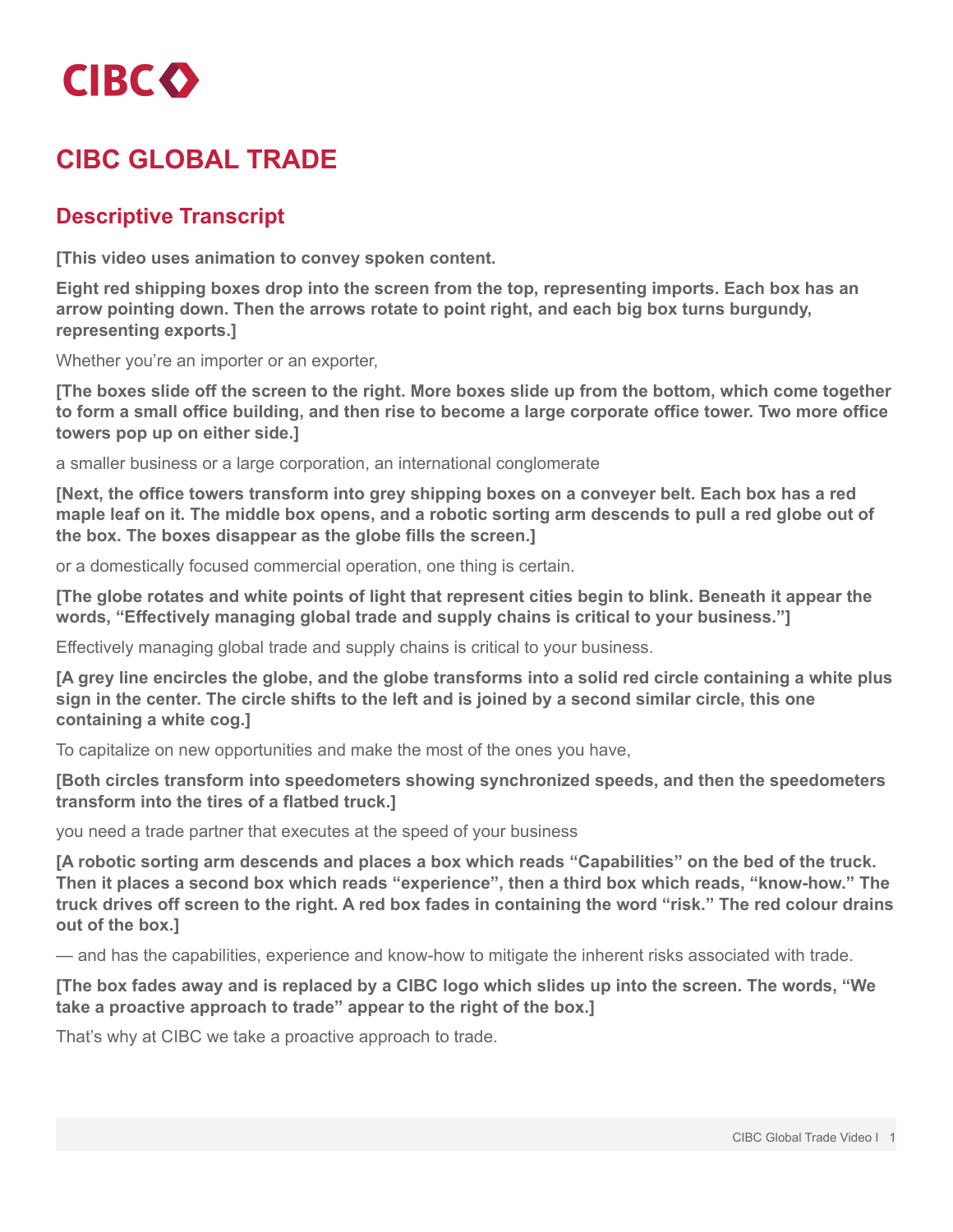CIBC

# CIBC GLOBAL TRADE

## Descriptive Transcript

**[This video uses animation to convey spoken content.**

**Eight red shipping boxes drop into the screen from the top, representing imports. Each box has an arrow pointing down. Then the arrows rotate to point right, and each big box turns burgundy, representing exports.]**

Whether you're an importer or an exporter,

**[The boxes slide off the screen to the right. More boxes slide up from the bottom, which come together to form a small office building, and then rise to become a large corporate office tower. Two more office towers pop up on either side.]**

a smaller business or a large corporation, an international conglomerate

**[Next, the office towers transform into grey shipping boxes on a conveyer belt. Each box has a red maple leaf on it. The middle box opens, and a robotic sorting arm descends to pull a red globe out of the box. The boxes disappear as the globe fills the screen.]**

or a domestically focused commercial operation, one thing is certain.

**[The globe rotates and white points of light that represent cities begin to blink. Beneath it appear the words, "Effectively managing global trade and supply chains is critical to your business."]**

Effectively managing global trade and supply chains is critical to your business.

**[A grey line encircles the globe, and the globe transforms into a solid red circle containing a white plus sign in the center. The circle shifts to the left and is joined by a second similar circle, this one containing a white cog.]**

To capitalize on new opportunities and make the most of the ones you have,

**[Both circles transform into speedometers showing synchronized speeds, and then the speedometers transform into the tires of a flatbed truck.]**

you need a trade partner that executes at the speed of your business

**[A robotic sorting arm descends and places a box which reads "Capabilities" on the bed of the truck. Then it places a second box which reads "experience", then a third box which reads, "know-how." The truck drives off screen to the right. A red box fades in containing the word "risk." The red colour drains out of the box.]**

— and has the capabilities, experience and know-how to mitigate the inherent risks associated with trade.

**[The box fades away and is replaced by a CIBC logo which slides up into the screen. The words, "We take a proactive approach to trade" appear to the right of the box.]**

That's why at CIBC we take a proactive approach to trade.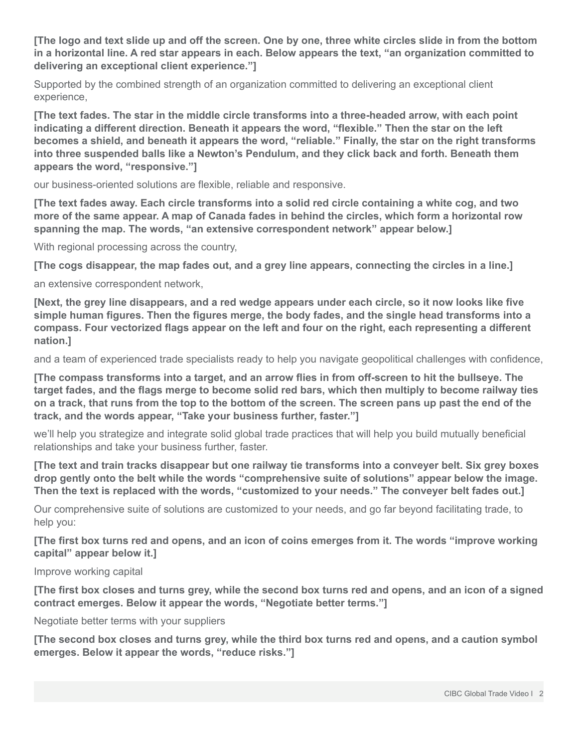**[The logo and text slide up and off the screen. One by one, three white circles slide in from the bottom in a horizontal line. A red star appears in each. Below appears the text, "an organization committed to delivering an exceptional client experience."]**

Supported by the combined strength of an organization committed to delivering an exceptional client experience,

**[The text fades. The star in the middle circle transforms into a three-headed arrow, with each point indicating a different direction. Beneath it appears the word, "flexible." Then the star on the left becomes a shield, and beneath it appears the word, "reliable." Finally, the star on the right transforms into three suspended balls like a Newton's Pendulum, and they click back and forth. Beneath them appears the word, "responsive."]**

our business-oriented solutions are flexible, reliable and responsive.

**[The text fades away. Each circle transforms into a solid red circle containing a white cog, and two more of the same appear. A map of Canada fades in behind the circles, which form a horizontal row spanning the map. The words, "an extensive correspondent network" appear below.]**

With regional processing across the country,

**[The cogs disappear, the map fades out, and a grey line appears, connecting the circles in a line.]**

an extensive correspondent network,

**[Next, the grey line disappears, and a red wedge appears under each circle, so it now looks like five simple human figures. Then the figures merge, the body fades, and the single head transforms into a compass. Four vectorized flags appear on the left and four on the right, each representing a different nation.]**

and a team of experienced trade specialists ready to help you navigate geopolitical challenges with confidence,

**[The compass transforms into a target, and an arrow flies in from off-screen to hit the bullseye. The target fades, and the flags merge to become solid red bars, which then multiply to become railway ties on a track, that runs from the top to the bottom of the screen. The screen pans up past the end of the track, and the words appear, "Take your business further, faster."]**

we'll help you strategize and integrate solid global trade practices that will help you build mutually beneficial relationships and take your business further, faster.

**[The text and train tracks disappear but one railway tie transforms into a conveyer belt. Six grey boxes drop gently onto the belt while the words "comprehensive suite of solutions" appear below the image. Then the text is replaced with the words, "customized to your needs." The conveyer belt fades out.]**

Our comprehensive suite of solutions are customized to your needs, and go far beyond facilitating trade, to help you:

**[The first box turns red and opens, and an icon of coins emerges from it. The words "improve working capital" appear below it.]**

Improve working capital

**[The first box closes and turns grey, while the second box turns red and opens, and an icon of a signed contract emerges. Below it appear the words, "Negotiate better terms."]**

Negotiate better terms with your suppliers

**[The second box closes and turns grey, while the third box turns red and opens, and a caution symbol emerges. Below it appear the words, "reduce risks."]**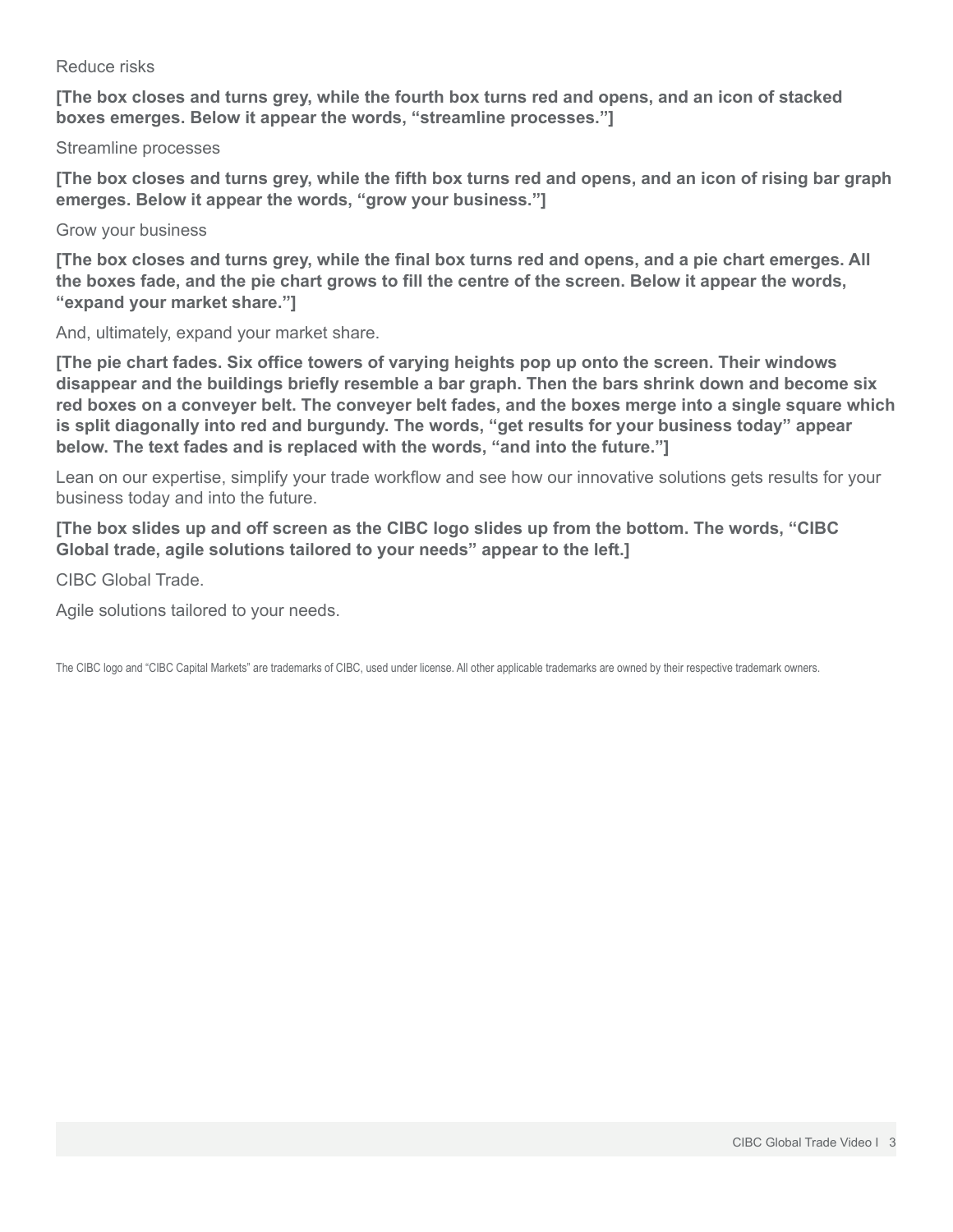Reduce risks

**[The box closes and turns grey, while the fourth box turns red and opens, and an icon of stacked boxes emerges. Below it appear the words, “streamline processes.”]**

Streamline processes

**[The box closes and turns grey, while the fifth box turns red and opens, and an icon of rising bar graph emerges. Below it appear the words, “grow your business.”]**

Grow your business

**[The box closes and turns grey, while the final box turns red and opens, and a pie chart emerges. All the boxes fade, and the pie chart grows to fill the centre of the screen. Below it appear the words, “expand your market share.”]**

And, ultimately, expand your market share.

**[The pie chart fades. Six office towers of varying heights pop up onto the screen. Their windows disappear and the buildings briefly resemble a bar graph. Then the bars shrink down and become six red boxes on a conveyer belt. The conveyer belt fades, and the boxes merge into a single square which is split diagonally into red and burgundy. The words, “get results for your business today” appear below. The text fades and is replaced with the words, “and into the future.”]**

Lean on our expertise, simplify your trade workflow and see how our innovative solutions gets results for your business today and into the future.

**[The box slides up and off screen as the CIBC logo slides up from the bottom. The words, “CIBC Global trade, agile solutions tailored to your needs” appear to the left.]**

CIBC Global Trade.

Agile solutions tailored to your needs.

The CIBC logo and “CIBC Capital Markets” are trademarks of CIBC, used under license. All other applicable trademarks are owned by their respective trademark owners.